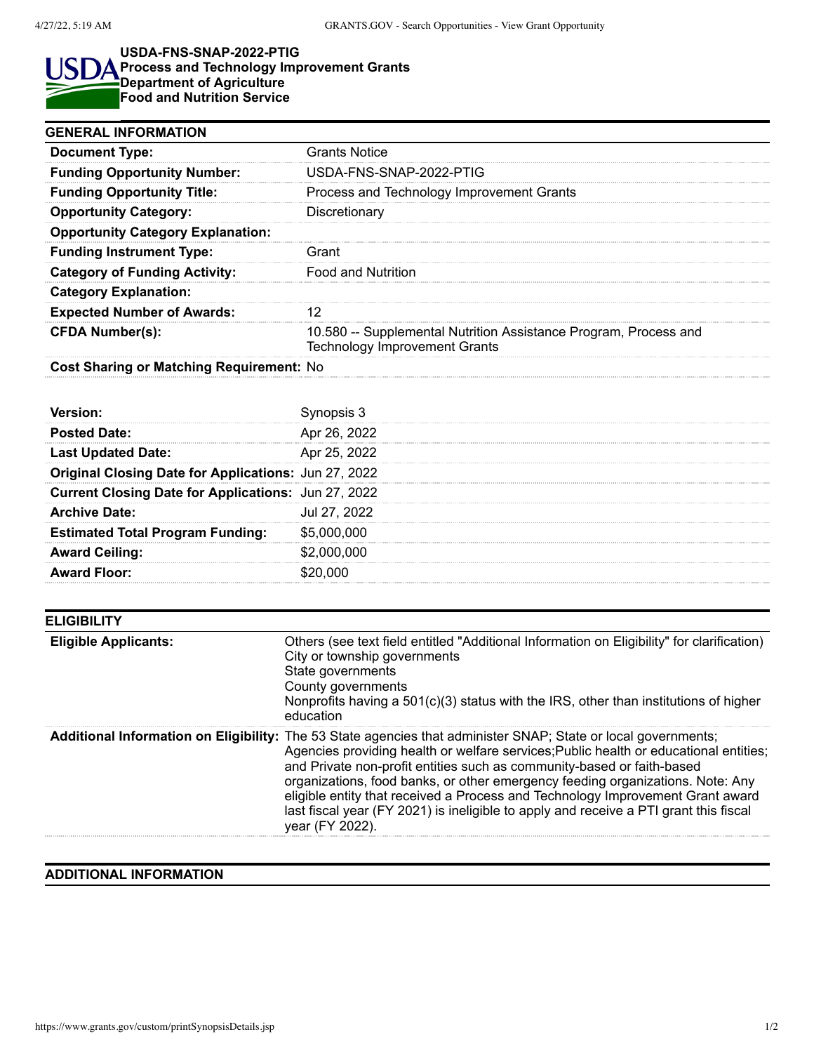**USDA-FNS-SNAP-2022-PTIG**
**Process and Technology Improvement Grants**
**Department of Agriculture**
**Food and Nutrition Service**

## GENERAL INFORMATION

| | |
|---|---|
| **Document Type:** | Grants Notice |
| **Funding Opportunity Number:** | USDA-FNS-SNAP-2022-PTIG |
| **Funding Opportunity Title:** | Process and Technology Improvement Grants |
| **Opportunity Category:** | Discretionary |
| **Opportunity Category Explanation:** | |
| **Funding Instrument Type:** | Grant |
| **Category of Funding Activity:** | Food and Nutrition |
| **Category Explanation:** | |
| **Expected Number of Awards:** | 12 |
| **CFDA Number(s):** | 10.580 -- Supplemental Nutrition Assistance Program, Process and Technology Improvement Grants |
| **Cost Sharing or Matching Requirement:** | No |

| | |
|---|---|
| **Version:** | Synopsis 3 |
| **Posted Date:** | Apr 26, 2022 |
| **Last Updated Date:** | Apr 25, 2022 |
| **Original Closing Date for Applications:** | Jun 27, 2022 |
| **Current Closing Date for Applications:** | Jun 27, 2022 |
| **Archive Date:** | Jul 27, 2022 |
| **Estimated Total Program Funding:** | $5,000,000 |
| **Award Ceiling:** | $2,000,000 |
| **Award Floor:** | $20,000 |

## ELIGIBILITY

| | |
|---|---|
| **Eligible Applicants:** | Others (see text field entitled "Additional Information on Eligibility" for clarification)<br>City or township governments<br>State governments<br>County governments<br>Nonprofits having a 501(c)(3) status with the IRS, other than institutions of higher education |
| **Additional Information on Eligibility:** | The 53 State agencies that administer SNAP; State or local governments; Agencies providing health or welfare services;Public health or educational entities; and Private non-profit entities such as community-based or faith-based organizations, food banks, or other emergency feeding organizations. Note: Any eligible entity that received a Process and Technology Improvement Grant award last fiscal year (FY 2021) is ineligible to apply and receive a PTI grant this fiscal year (FY 2022). |

## ADDITIONAL INFORMATION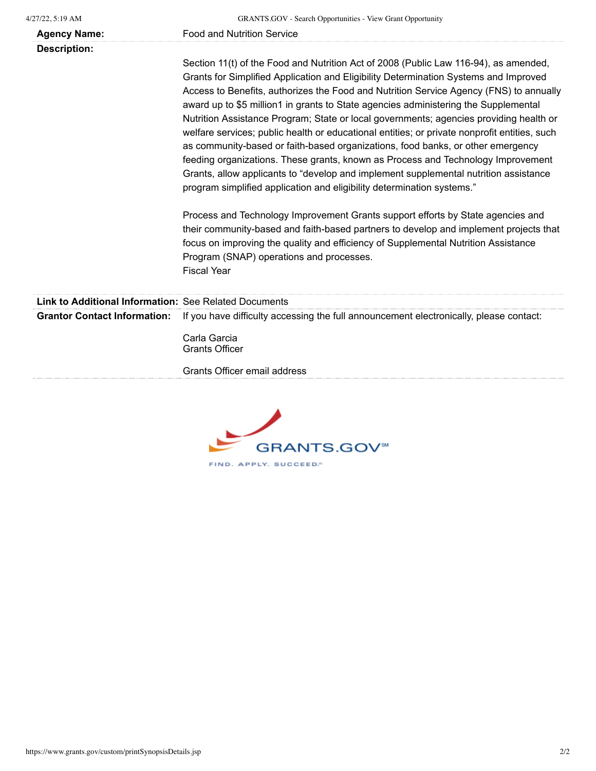| | |
|---|---|
| **Agency Name:** | Food and Nutrition Service |
| **Description:** | Section 11(t) of the Food and Nutrition Act of 2008 (Public Law 116-94), as amended, Grants for Simplified Application and Eligibility Determination Systems and Improved Access to Benefits, authorizes the Food and Nutrition Service Agency (FNS) to annually award up to $5 million1 in grants to State agencies administering the Supplemental Nutrition Assistance Program; State or local governments; agencies providing health or welfare services; public health or educational entities; or private nonprofit entities, such as community-based or faith-based organizations, food banks, or other emergency feeding organizations. These grants, known as Process and Technology Improvement Grants, allow applicants to "develop and implement supplemental nutrition assistance program simplified application and eligibility determination systems." <br><br> Process and Technology Improvement Grants support efforts by State agencies and their community-based and faith-based partners to develop and implement projects that focus on improving the quality and efficiency of Supplemental Nutrition Assistance Program (SNAP) operations and processes. <br> Fiscal Year |
| **Link to Additional Information:** | See Related Documents |
| **Grantor Contact Information:** | If you have difficulty accessing the full announcement electronically, please contact: <br><br> Carla Garcia <br> Grants Officer <br><br> Grants Officer email address |

GRANTS.GOV[SM]

FIND. APPLY. SUCCEED.